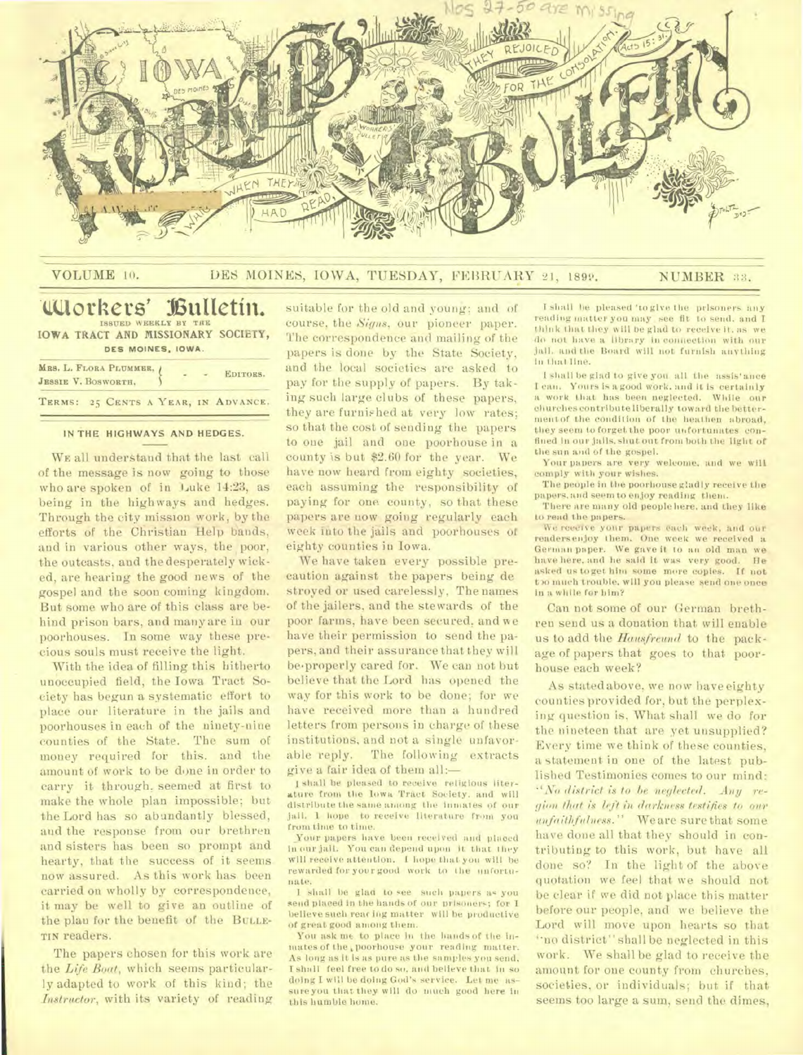# THE IOWA WORKERS' BULLETIN

VOLUME 10. DES MOINES, IOWA, TUESDAY, FEBRUARY 21, 1899. NUMBER 33.

## Workers' Bulletin.

ISSUED WEEKLY BY THE IOWA TRACT AND MISSIONARY SOCIETY, DES MOINES, IOWA.

MRS. L. FLORA PLUMMER, JESSIE V. BOSWORTH, - - EDITORS.

TERMS: 25 CENTS A YEAR, IN ADVANCE.

### IN THE HIGHWAYS AND HEDGES.

WE all understand that the last call of the message is now going to those who are spoken of in Luke 14:23, as being in the highways and hedges. Through the city mission work, by the efforts of the Christian Help bands, and in various other ways, the poor, the outcasts, and the desperately wicked, are hearing the good news of the gospel and the soon coming kingdom. But some who are of this class are behind prison bars, and many are in our poorhouses. In some way these precious souls must receive the light.

With the idea of filling this hitherto unoccupied field, the Iowa Tract Society has begun a systematic effort to place our literature in the jails and poorhouses in each of the ninety-nine counties of the State. The sum of money required for this, and the amount of work to be done in order to carry it through, seemed at first to make the whole plan impossible; but the Lord has so abundantly blessed, and the response from our brethren and sisters has been so prompt and hearty, that the success of it seems now assured. As this work has been carried on wholly by correspondence, it may be well to give an outline of the plan for the benefit of the BULLETIN readers.

The papers chosen for this work are the *Life Boat*, which seems particularly adapted to work of this kind; the *Instructor*, with its variety of reading suitable for the old and young; and of course, the *Signs*, our pioneer paper. The correspondence and mailing of the papers is done by the State Society, and the local societies are asked to pay for the supply of papers. By taking such large clubs of these papers, they are furnished at very low rates; so that the cost of sending the papers to one jail and one poorhouse in a county is but $2.60 for the year. We have now heard from eighty societies, each assuming the responsibility of paying for one county, so that these papers are now going regularly each week into the jails and poorhouses of eighty counties in Iowa.

We have taken every possible precaution against the papers being destroyed or used carelessly. The names of the jailers, and the stewards of the poor farms, have been secured, and we have their permission to send the papers, and their assurance that they will be properly cared for. We can not but believe that the Lord has opened the way for this work to be done; for we have received more than a hundred letters from persons in charge of these institutions, and not a single unfavorable reply. The following extracts give a fair idea of them all:—

I shall be pleased to receive religious literature from the Iowa Tract Society, and will distribute the same among the inmates of our jail. I hope to receive literature from you from time to time.

Your papers have been received and placed in our jail. You can depend upon it that they will receive attention. I hope that you will be rewarded for your good work to the unfortunate.

I shall be glad to see such papers as you send placed in the hands of our prisoners; for I believe such reading matter will be productive of great good among them.

You ask me to place in the hands of the inmates of the poorhouse your reading matter. As long as it is as pure as the samples you send, I shall feel free to do so, and believe that in so doing I will be doing God's service. Let me assure you that they will do much good here in this humble home.

I shall be pleased to give the prisoners any reading matter you may see fit to send, and I think that they will be glad to receive it, as we do not have a library in connection with our jail, and the Board will not furnish anything in that line.

I shall be glad to give you all the assistance I can. Yours is a good work, and it is certainly a work that has been neglected. While our churches contribute liberally toward the betterment of the condition of the heathen abroad, they seem to forget the poor unfortunates confined in our jails, shut out from both the light of the sun and of the gospel.

Your papers are very welcome, and we will comply with your wishes.

The people in the poorhouse gladly receive the papers, and seem to enjoy reading them.

There are many old people here, and they like to read the papers.

We receive your papers each week, and our readers enjoy them. One week we received a German paper. We gave it to an old man we have here, and he said it was very good. He asked us to get him some more copies. If not too much trouble, will you please send one once in a while for him?

Can not some of our German brethren send us a donation that will enable us to add the *Hausfreund* to the package of papers that goes to that poorhouse each week?

As stated above, we now have eighty counties provided for, but the perplexing question is, What shall we do for the nineteen that are yet unsupplied? Every time we think of these counties, a statement in one of the latest published Testimonies comes to our mind: "*No district is to be neglected. Any region that is left in darkness testifies to our unfaithfulness.*" We are sure that some have done all that they should in contributing to this work, but have all done so? In the light of the above quotation we feel that we should not be clear if we did not place this matter before our people, and we believe the Lord will move upon hearts so that "no district" shall be neglected in this work. We shall be glad to receive the amount for one county from churches, societies, or individuals; but if that seems too large a sum, send the dimes,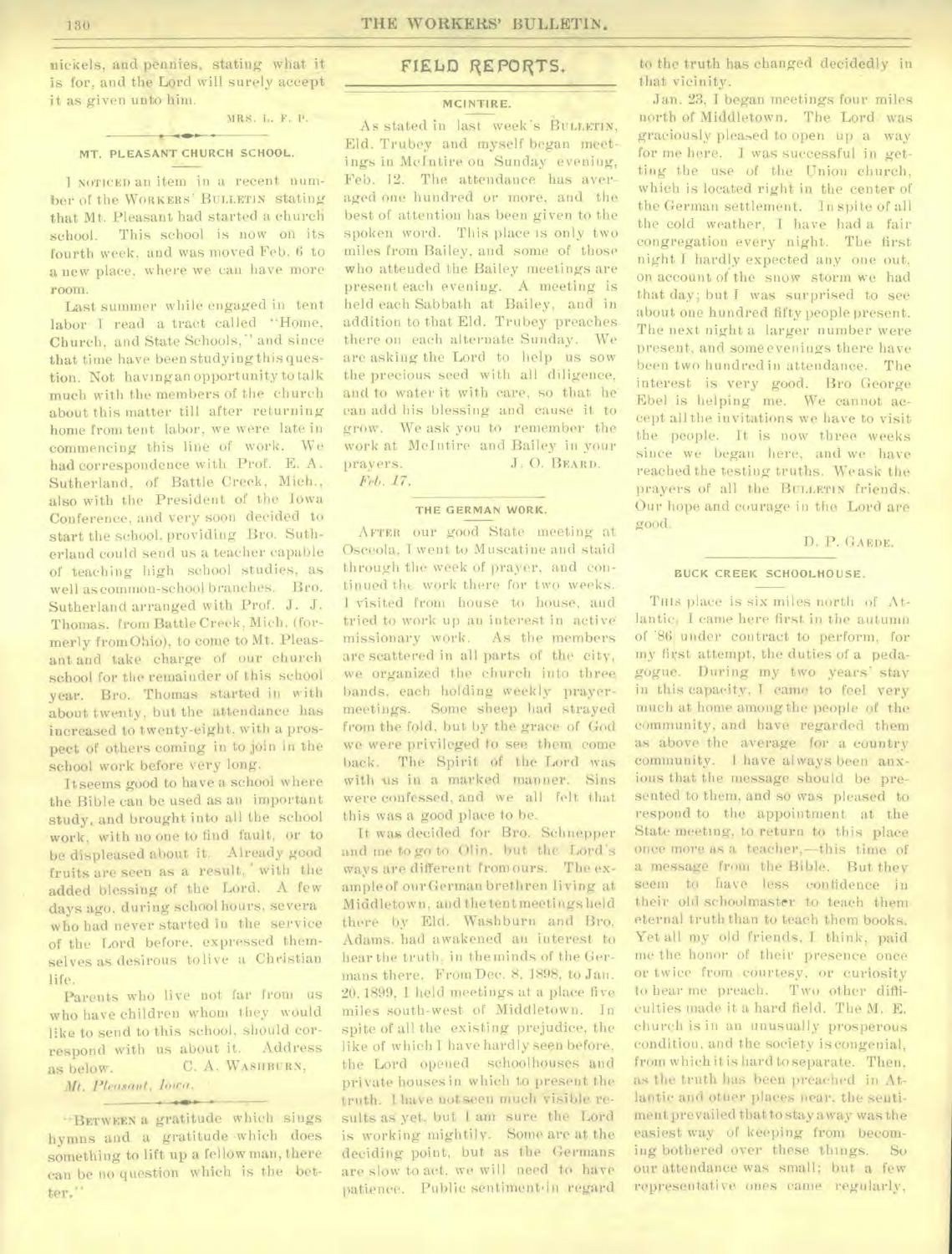nickels, and pennies, stating what it is for, and the Lord will surely accept it as given unto him.

MRS. L. F. P.

### MT. PLEASANT CHURCH SCHOOL.

I NOTICED an item in a recent number of the WORKERS' BULLETIN stating that Mt. Pleasant had started a church school. This school is now on its fourth week, and was moved Feb. 6 to a new place, where we can have more room.

Last summer while engaged in tent labor I read a tract called "Home, Church, and State Schools," and since that time have been studying this question. Not having an opportunity to talk much with the members of the church about this matter till after returning home from tent labor, we were late in commencing this line of work. We had correspondence with Prof. E. A. Sutherland, of Battle Creek, Mich., also with the President of the Iowa Conference, and very soon decided to start the school, providing Bro. Sutherland could send us a teacher capable of teaching high school studies, as well as common-school branches. Bro. Sutherland arranged with Prof. J. J. Thomas, from Battle Creek, Mich. (formerly from Ohio), to come to Mt. Pleasant and take charge of our church school for the remainder of this school year. Bro. Thomas started in with about twenty, but the attendance has increased to twenty-eight, with a prospect of others coming in to join in the school work before very long.

It seems good to have a school where the Bible can be used as an important study, and brought into all the school work, with no one to find fault, or to be displeased about it. Already good fruits are seen as a result, with the added blessing of the Lord. A few days ago, during school hours, severa who had never started in the service of the Lord before, expressed themselves as desirous to live a Christian life.

Parents who live not far from us who have children whom they would like to send to this school, should correspond with us about it. Address as below.

C. A. WASHBURN,

*Mt. Pleasant, Iowa.*

"BETWEEN a gratitude which sings hymns and a gratitude which does something to lift up a fellow man, there can be no question which is the better."

## FIELD REPORTS.

### MCINTIRE.

As stated in last week's BULLETIN, Eld. Trubey and myself began meetings in McIntire on Sunday evening, Feb. 12. The attendance has averaged one hundred or more, and the best of attention has been given to the spoken word. This place is only two miles from Bailey, and some of those who attended the Bailey meetings are present each evening. A meeting is held each Sabbath at Bailey, and in addition to that Eld. Trubey preaches there on each alternate Sunday. We are asking the Lord to help us sow the precious seed with all diligence, and to water it with care, so that he can add his blessing and cause it to grow. We ask you to remember the work at McIntire and Bailey in your prayers.

J. O. BEARD.

*Feb. 17.*

### THE GERMAN WORK.

AFTER our good State meeting at Osceola, I went to Muscatine and staid through the week of prayer, and continued the work there for two weeks. I visited from house to house, and tried to work up an interest in active missionary work. As the members are scattered in all parts of the city, we organized the church into three bands, each holding weekly prayer-meetings. Some sheep had strayed from the fold, but by the grace of God we were privileged to see them come back. The Spirit of the Lord was with us in a marked manner. Sins were confessed, and we all felt that this was a good place to be.

It was decided for Bro. Schnepper and me to go to Olin, but the Lord's ways are different from ours. The example of our German brethren living at Middletown, and the tent meetings held there by Eld. Washburn and Bro. Adams, had awakened an interest to hear the truth, in the minds of the Germans there. From Dec. 8, 1898, to Jan. 20, 1899, I held meetings at a place five miles south-west of Middletown. In spite of all the existing prejudice, the like of which I have hardly seen before, the Lord opened schoolhouses and private houses in which to present the truth. I have not seen much visible results as yet, but I am sure the Lord is working mightily. Some are at the deciding point, but as the Germans are slow to act, we will need to have patience. Public sentiment in regard to the truth has changed decidedly in that vicinity.

Jan. 23, I began meetings four miles north of Middletown. The Lord was graciously pleased to open up a way for me here. I was successful in getting the use of the Union church, which is located right in the center of the German settlement. In spite of all the cold weather, I have had a fair congregation every night. The first night I hardly expected any one out, on account of the snow storm we had that day; but I was surprised to see about one hundred fifty people present. The next night a larger number were present, and some evenings there have been two hundred in attendance. The interest is very good. Bro George Ebel is helping me. We cannot accept all the invitations we have to visit the people. It is now three weeks since we began here, and we have reached the testing truths. We ask the prayers of all the BULLETIN friends. Our hope and courage in the Lord are good.

D. P. GAEDE.

### BUCK CREEK SCHOOLHOUSE.

THIS place is six miles north of Atlantic. I came here first in the autumn of '86 under contract to perform, for my first attempt, the duties of a pedagogue. During my two years' stay in this capacity, I came to feel very much at home among the people of the community, and have regarded them as above the average for a country community. I have always been anxious that the message should be presented to them, and so was pleased to respond to the appointment at the State meeting, to return to this place once more as a teacher,—this time of a message from the Bible. But they seem to have less confidence in their old schoolmaster to teach them eternal truth than to teach them books. Yet all my old friends, I think, paid me the honor of their presence once or twice from courtesy, or curiosity to hear me preach. Two other difficulties made it a hard field. The M. E. church is in an unusually prosperous condition, and the society is congenial, from which it is hard to separate. Then, as the truth has been preached in Atlantic and other places near, the sentiment prevailed that to stay away was the easiest way of keeping from becoming bothered over these things. So our attendance was small; but a few representative ones came regularly,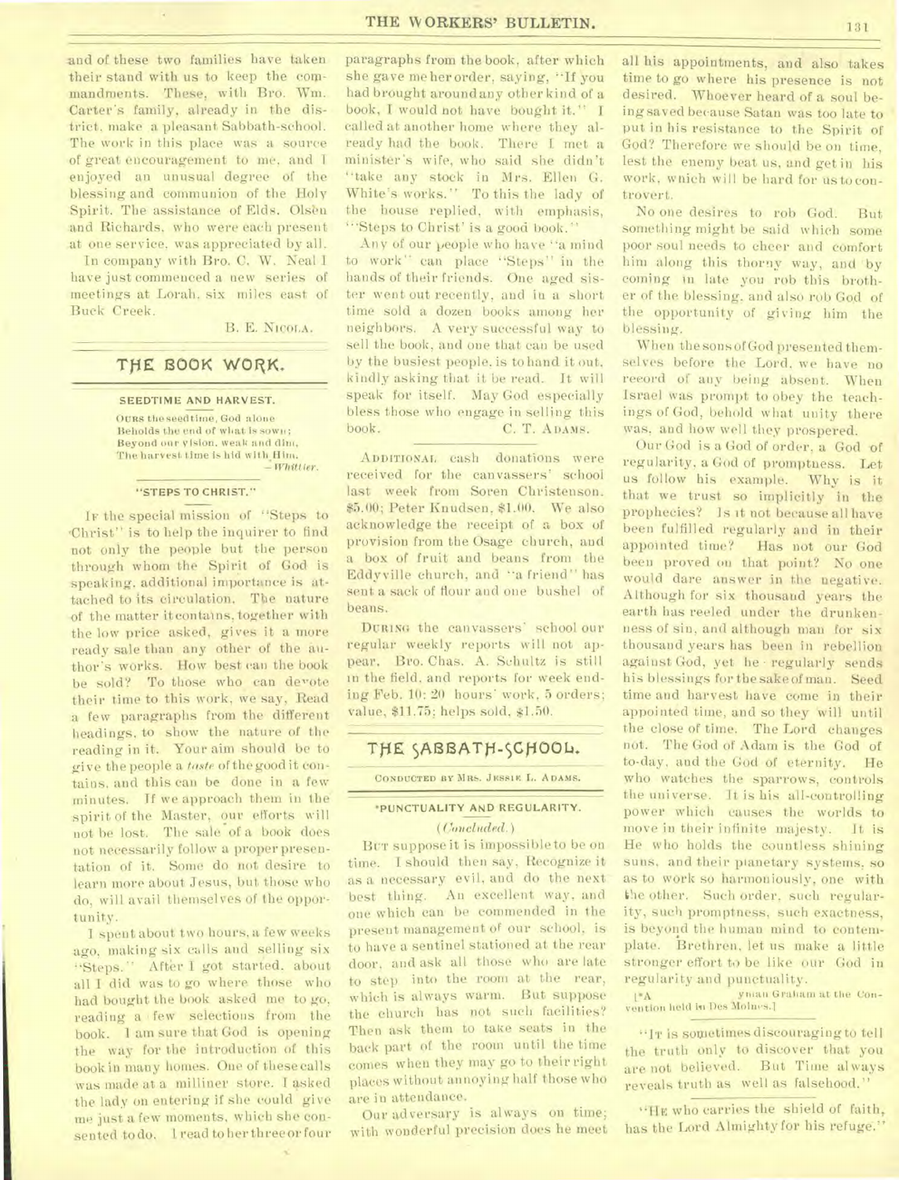and of these two families have taken their stand with us to keep the commandments. These, with Bro. Wm. Carter's family, already in the district, make a pleasant Sabbath-school. The work in this place was a source of great encouragement to me, and I enjoyed an unusual degree of the blessing and communion of the Holy Spirit. The assistance of Elds. Olsen and Richards, who were each present at one service, was appreciated by all.

In company with Bro. C. W. Neal I have just commenced a new series of meetings at Lorah, six miles east of Buck Creek.

B. E. NICOLA.

## THE BOOK WORK.

### SEEDTIME AND HARVEST.

OURS the seedtime, God alone
Beholds the end of what is sown;
Beyond our vision, weak and dim,
The harvest time is hid with Him.
— *Whittier.*

### "STEPS TO CHRIST."

IF the special mission of "Steps to Christ" is to help the inquirer to find not only the people but the person through whom the Spirit of God is speaking, additional importance is attached to its circulation. The nature of the matter it contains, together with the low price asked, gives it a more ready sale than any other of the author's works. How best can the book be sold? To those who can devote their time to this work, we say, Read a few paragraphs from the different headings, to show the nature of the reading in it. Your aim should be to give the people a *taste* of the good it contains, and this can be done in a few minutes. If we approach them in the spirit of the Master, our efforts will not be lost. The sale of a book does not necessarily follow a proper presentation of it. Some do not desire to learn more about Jesus, but those who do, will avail themselves of the opportunity.

I spent about two hours, a few weeks ago, making six calls and selling six "Steps." After I got started, about all I did was to go where those who had bought the book asked me to go, reading a few selections from the book. I am sure that God is opening the way for the introduction of this book in many homes. One of these calls was made at a milliner store. I asked the lady on entering if she could give me just a few moments, which she consented to do. I read to her three or four paragraphs from the book, after which she gave me her order, saying, "If you had brought around any other kind of a book, I would not have bought it." I called at another home where they already had the book. There I met a minister's wife, who said she didn't "take any stock in Mrs. Ellen G. White's works." To this the lady of the house replied, with emphasis, "'Steps to Christ' is a good book."

Any of our people who have "a mind to work" can place "Steps" in the hands of their friends. One aged sister went out recently, and in a short time sold a dozen books among her neighbors. A very successful way to sell the book, and one that can be used by the busiest people, is to hand it out, kindly asking that it be read. It will speak for itself. May God especially bless those who engage in selling this book.

C. T. ADAMS.

ADDITIONAL cash donations were received for the canvassers' school last week from Soren Christenson, $5.00; Peter Knudsen, $1.00. We also acknowledge the receipt of a box of provision from the Osage church, and a box of fruit and beans from the Eddyville church, and "a friend" has sent a sack of flour and one bushel of beans.

DURING the canvassers' school our regular weekly reports will not appear. Bro. Chas. A. Schultz is still in the field, and reports for week ending Feb. 10: 20 hours' work, 5 orders; value, $11.75; helps sold, $1.50.

## THE SABBATH-SCHOOL.

CONDUCTED BY MRS. JESSIE L. ADAMS.

### *PUNCTUALITY AND REGULARITY.

*(Concluded.)*

BUT suppose it is impossible to be on time. I should then say, Recognize it as a necessary evil, and do the next best thing. An excellent way, and one which can be commended in the present management of our school, is to have a sentinel stationed at the rear door, and ask all those who are late to step into the room at the rear, which is always warm. But suppose the church has not such facilities? Then ask them to take seats in the back part of the room until the time comes when they may go to their right places without annoying half those who are in attendance.

Our adversary is always on time; with wonderful precision does he meet all his appointments, and also takes time to go where his presence is not desired. Whoever heard of a soul being saved because Satan was too late to put in his resistance to the Spirit of God? Therefore we should be on time, lest the enemy beat us, and get in his work, which will be hard for us to controvert.

No one desires to rob God. But something might be said which some poor soul needs to cheer and comfort him along this thorny way, and by coming in late you rob this brother of the blessing, and also rob God of the opportunity of giving him the blessing.

When the sons of God presented themselves before the Lord, we have no record of any being absent. When Israel was prompt to obey the teachings of God, behold what unity there was, and how well they prospered.

Our God is a God of order, a God of regularity, a God of promptness. Let us follow his example. Why is it that we trust so implicitly in the prophecies? Is it not because all have been fulfilled regularly and in their appointed time? Has not our God been proved on that point? No one would dare answer in the negative. Although for six thousand years the earth has reeled under the drunkenness of sin, and although man for six thousand years has been in rebellion against God, yet he regularly sends his blessings for the sake of man. Seed time and harvest have come in their appointed time, and so they will until the close of time. The Lord changes not. The God of Adam is the God of to-day, and the God of eternity. He who watches the sparrows, controls the universe. It is his all-controlling power which causes the worlds to move in their infinite majesty. It is He who holds the countless shining suns, and their planetary systems, so as to work so harmoniously, one with the other. Such order, such regularity, such promptness, such exactness, is beyond the human mind to contemplate. Brethren, let us make a little stronger effort to be like our God in regularity and punctuality.

[*A ... yman Graham at the Convention held in Des Moines.]

"IT is sometimes discouraging to tell the truth only to discover that you are not believed. But Time always reveals truth as well as falsehood."

"HE who carries the shield of faith, has the Lord Almighty for his refuge."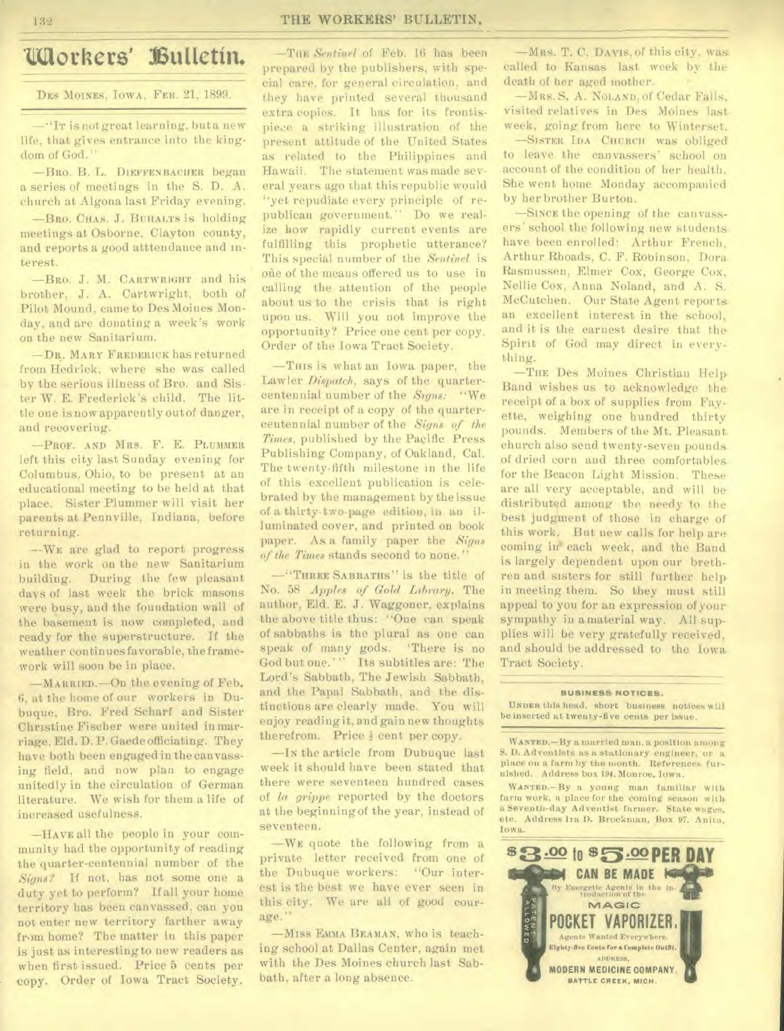# Workers' Bulletin.

DES MOINES, IOWA, FEB. 21, 1899.

—"IT is not great learning, but a new life, that gives entrance into the kingdom of God."

—BRO. B. L. DIEFFENBACHER began a series of meetings in the S. D. A. church at Algona last Friday evening.

—BRO. CHAS. J. BUHALTS is holding meetings at Osborne, Clayton county, and reports a good atttendance and interest.

—BRO. J. M. CARTWRIGHT and his brother, J. A. Cartwright, both of Pilot Mound, came to Des Moines Monday, and are donating a week's work on the new Sanitarium.

—DR. MARY FREDERICK has returned from Hedrick, where she was called by the serious illness of Bro. and Sister W. E. Frederick's child. The little one is now apparently out of danger, and recovering.

—PROF. AND MRS. F. E. PLUMMER left this city last Sunday evening for Columbus, Ohio, to be present at an educational meeting to be held at that place. Sister Plummer will visit her parents at Pennville, Indiana, before returning.

—WE are glad to report progress in the work on the new Sanitarium building. During the few pleasant days of last week the brick masons were busy, and the foundation wall of the basement is now completed, and ready for the superstructure. If the weather continues favorable, the framework will soon be in place.

—MARRIED.—On the evening of Feb. 6, at the home of our workers in Dubuque, Bro. Fred Scharf and Sister Christine Fischer were united in marriage, Eld. D. P. Gaede officiating. They have both been engaged in the canvassing field, and now plan to engage unitedly in the circulation of German literature. We wish for them a life of increased usefulness.

—HAVE all the people in your community had the opportunity of reading the quarter-centennial number of the *Signs?* If not, has not some one a duty yet to perform? If all your home territory has been canvassed, can you not enter new territory farther away from home? The matter in this paper is just as interesting to new readers as when first issued. Price 5 cents per copy. Order of Iowa Tract Society.

—THE *Sentinel* of Feb. 16 has been prepared by the publishers, with special care, for general circulation, and they have printed several thousand extra copies. It has for its frontispiece a striking illustration of the present attitude of the United States as related to the Philippines and Hawaii. The statement was made several years ago that this republic would "yet repudiate every principle of republican government." Do we realize how rapidly current events are fulfilling this prophetic utterance? This special number of the *Sentinel* is one of the means offered us to use in calling the attention of the people about us to the crisis that is right upon us. Will you not improve the opportunity? Price one cent per copy. Order of the Iowa Tract Society.

—THIS is what an Iowa paper, the Lawler *Dispatch*, says of the quarter-centennial number of the *Signs:* "We are in receipt of a copy of the quarter-centennial number of the *Signs of the Times*, published by the Pacific Press Publishing Company, of Oakland, Cal. The twenty-fifth milestone in the life of this excellent publication is celebrated by the management by the issue of a thirty-two-page edition, in an illuminated cover, and printed on book paper. As a family paper the *Signs of the Times* stands second to none."

—"THREE SABBATHS" is the title of No. 58 *Apples of Gold Library*. The author, Eld. E. J. Waggoner, explains the above title thus: "One can speak of sabbaths is the plural as one can speak of many gods. 'There is no God but one.'" Its subtitles are: The Lord's Sabbath, The Jewish Sabbath, and the Papal Sabbath, and the distinctions are clearly made. You will enjoy reading it, and gain new thoughts therefrom. Price ½ cent per copy.

—IN the article from Dubuque last week it should have been stated that there were seventeen hundred cases of *la grippe* reported by the doctors at the beginning of the year, instead of seventeen.

—WE quote the following from a private letter received from one of the Dubuque workers: "Our interest is the best we have ever seen in this city. We are all of good courage."

—MISS EMMA BEAMAN, who is teaching school at Dallas Center, again met with the Des Moines church last Sabbath, after a long absence.

—MRS. T. C. DAVIS, of this city, was called to Kansas last week by the death of her aged mother.

—MRS. S. A. NOLAND, of Cedar Falls, visited relatives in Des Moines last week, going from here to Winterset.

—SISTER IDA CHURCH was obliged to leave the canvassers' school on account of the condition of her health. She went home Monday accompanied by her brother Burton.

—SINCE the opening of the canvassers' school the following new students have been enrolled: Arthur French, Arthur Rhoads, C. F. Robinson, Dora Rasmussen, Elmer Cox, George Cox, Nellie Cox, Anna Noland, and A. S. McCutchen. Our State Agent reports an excellent interest in the school, and it is the earnest desire that the Spirit of God may direct in everything.

—THE Des Moines Christian Help Band wishes us to acknowledge the receipt of a box of supplies from Fayette, weighing one hundred thirty pounds. Members of the Mt. Pleasant church also send twenty-seven pounds of dried corn and three comfortables for the Beacon Light Mission. These are all very acceptable, and will be distributed among the needy to the best judgment of those in charge of this work. But new calls for help are coming in each week, and the Band is largely dependent upon our brethren and sisters for still further help in meeting them. So they must still appeal to you for an expression of your sympathy in a material way. All supplies will be very gratefully received, and should be addressed to the Iowa Tract Society.

## BUSINESS NOTICES.

UNDER this head, short business notices will be inserted at twenty-five cents per issue.

WANTED.—By a married man, a position among S. D. Adventists as a stationary engineer, or a place on a farm by the month. References furnished. Address box 194, Monroe, Iowa.

WANTED.—By a young man familiar with farm work, a place for the coming season with a Seventh-day Adventist farmer. State wages, etc. Address Ira D. Brockman, Box 97, Anita, Iowa.

**$3.00 to $5.00 PER DAY CAN BE MADE**

By Energetic Agents in the introduction of the

MAGIC

**POCKET VAPORIZER.**

PATENT ALLOWED

Agents Wanted Everywhere.

Eighty-five Cents for a Complete Outfit.

ADDRESS,

MODERN MEDICINE COMPANY, BATTLE CREEK, MICH.